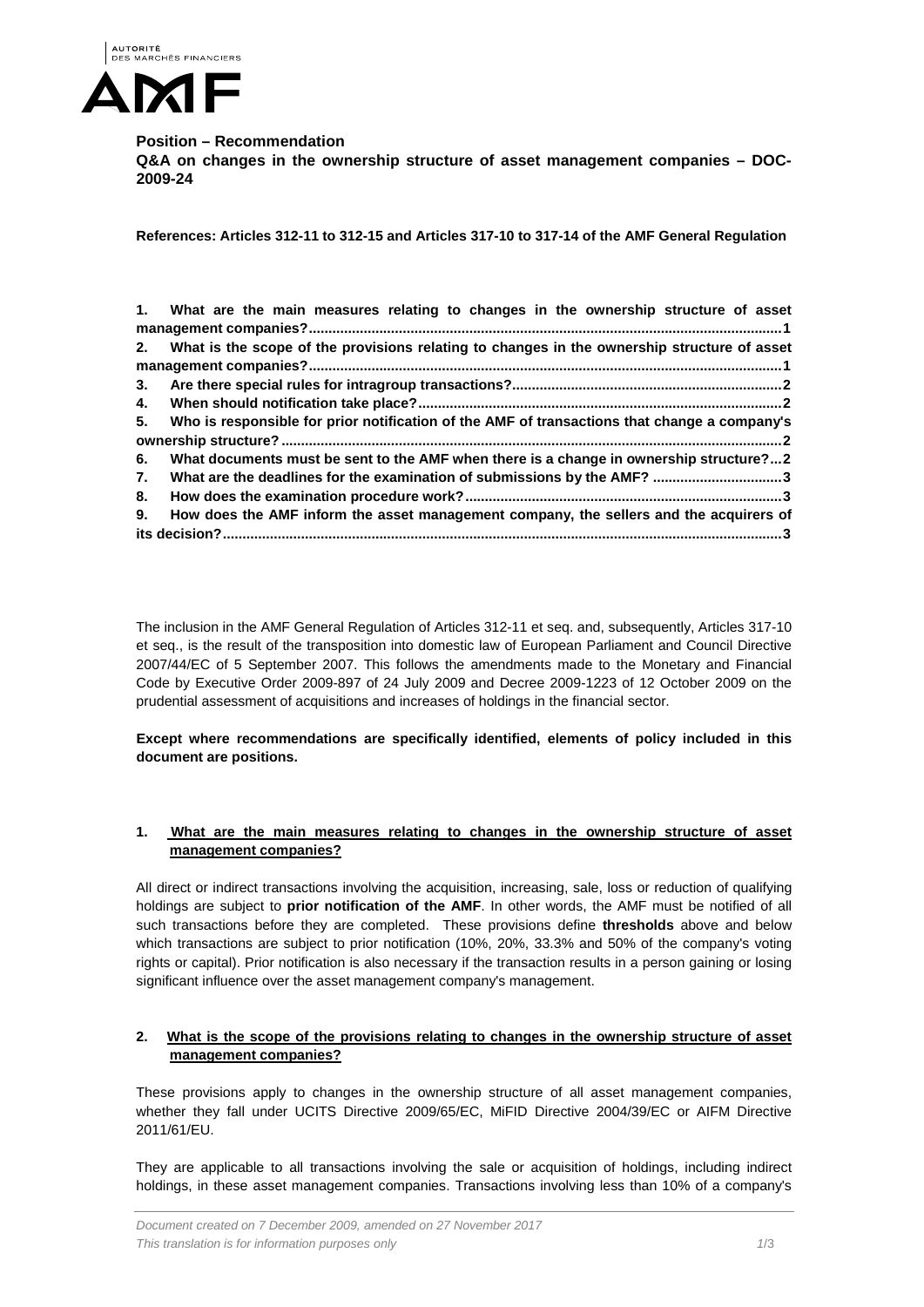**Position – Recommendation**

**Q&A on changes in the ownership structure of asset management companies – DOC-2009-24**

**References: Articles 312-11 to 312-15 and Articles 317-10 to 317-14 of the AMF General Regulation**

1. What are the main measures relating to changes in the ownership structure of asset management companies? ..... 1
2. What is the scope of the provisions relating to changes in the ownership structure of asset management companies? ..... 1
3. Are there special rules for intragroup transactions? ..... 2
4. When should notification take place? ..... 2
5. Who is responsible for prior notification of the AMF of transactions that change a company's ownership structure? ..... 2
6. What documents must be sent to the AMF when there is a change in ownership structure? ..... 2
7. What are the deadlines for the examination of submissions by the AMF? ..... 3
8. How does the examination procedure work? ..... 3
9. How does the AMF inform the asset management company, the sellers and the acquirers of its decision? ..... 3

The inclusion in the AMF General Regulation of Articles 312-11 et seq. and, subsequently, Articles 317-10 et seq., is the result of the transposition into domestic law of European Parliament and Council Directive 2007/44/EC of 5 September 2007. This follows the amendments made to the Monetary and Financial Code by Executive Order 2009-897 of 24 July 2009 and Decree 2009-1223 of 12 October 2009 on the prudential assessment of acquisitions and increases of holdings in the financial sector.

**Except where recommendations are specifically identified, elements of policy included in this document are positions.**

## 1. What are the main measures relating to changes in the ownership structure of asset management companies?

All direct or indirect transactions involving the acquisition, increasing, sale, loss or reduction of qualifying holdings are subject to **prior notification of the AMF**. In other words, the AMF must be notified of all such transactions before they are completed. These provisions define **thresholds** above and below which transactions are subject to prior notification (10%, 20%, 33.3% and 50% of the company's voting rights or capital). Prior notification is also necessary if the transaction results in a person gaining or losing significant influence over the asset management company's management.

## 2. What is the scope of the provisions relating to changes in the ownership structure of asset management companies?

These provisions apply to changes in the ownership structure of all asset management companies, whether they fall under UCITS Directive 2009/65/EC, MiFID Directive 2004/39/EC or AIFM Directive 2011/61/EU.

They are applicable to all transactions involving the sale or acquisition of holdings, including indirect holdings, in these asset management companies. Transactions involving less than 10% of a company's

*Document created on 7 December 2009, amended on 27 November 2017*
*This translation is for information purposes only*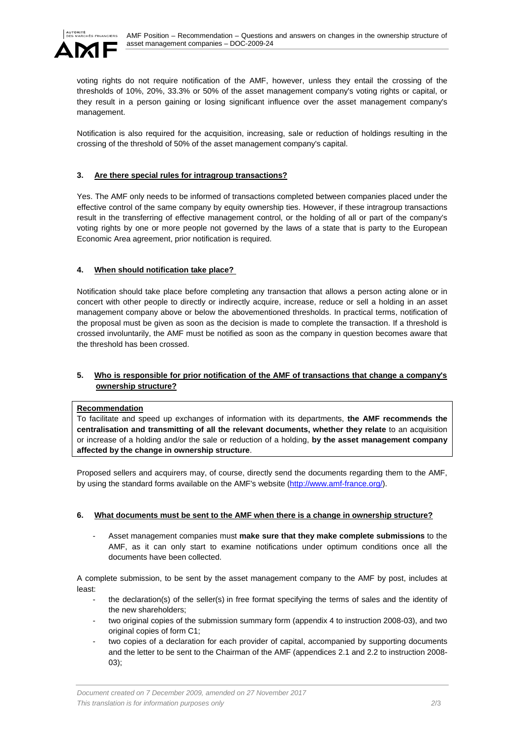voting rights do not require notification of the AMF, however, unless they entail the crossing of the thresholds of 10%, 20%, 33.3% or 50% of the asset management company's voting rights or capital, or they result in a person gaining or losing significant influence over the asset management company's management.

Notification is also required for the acquisition, increasing, sale or reduction of holdings resulting in the crossing of the threshold of 50% of the asset management company's capital.

### 3. Are there special rules for intragroup transactions?

Yes. The AMF only needs to be informed of transactions completed between companies placed under the effective control of the same company by equity ownership ties. However, if these intragroup transactions result in the transferring of effective management control, or the holding of all or part of the company's voting rights by one or more people not governed by the laws of a state that is party to the European Economic Area agreement, prior notification is required.

### 4. When should notification take place?

Notification should take place before completing any transaction that allows a person acting alone or in concert with other people to directly or indirectly acquire, increase, reduce or sell a holding in an asset management company above or below the abovementioned thresholds. In practical terms, notification of the proposal must be given as soon as the decision is made to complete the transaction. If a threshold is crossed involuntarily, the AMF must be notified as soon as the company in question becomes aware that the threshold has been crossed.

### 5. Who is responsible for prior notification of the AMF of transactions that change a company's ownership structure?

**Recommendation**

To facilitate and speed up exchanges of information with its departments, **the AMF recommends the centralisation and transmitting of all the relevant documents, whether they relate** to an acquisition or increase of a holding and/or the sale or reduction of a holding, **by the asset management company affected by the change in ownership structure**.

Proposed sellers and acquirers may, of course, directly send the documents regarding them to the AMF, by using the standard forms available on the AMF's website (http://www.amf-france.org/).

### 6. What documents must be sent to the AMF when there is a change in ownership structure?

- Asset management companies must **make sure that they make complete submissions** to the AMF, as it can only start to examine notifications under optimum conditions once all the documents have been collected.

A complete submission, to be sent by the asset management company to the AMF by post, includes at least:

- the declaration(s) of the seller(s) in free format specifying the terms of sales and the identity of the new shareholders;
- two original copies of the submission summary form (appendix 4 to instruction 2008-03), and two original copies of form C1;
- two copies of a declaration for each provider of capital, accompanied by supporting documents and the letter to be sent to the Chairman of the AMF (appendices 2.1 and 2.2 to instruction 2008-03);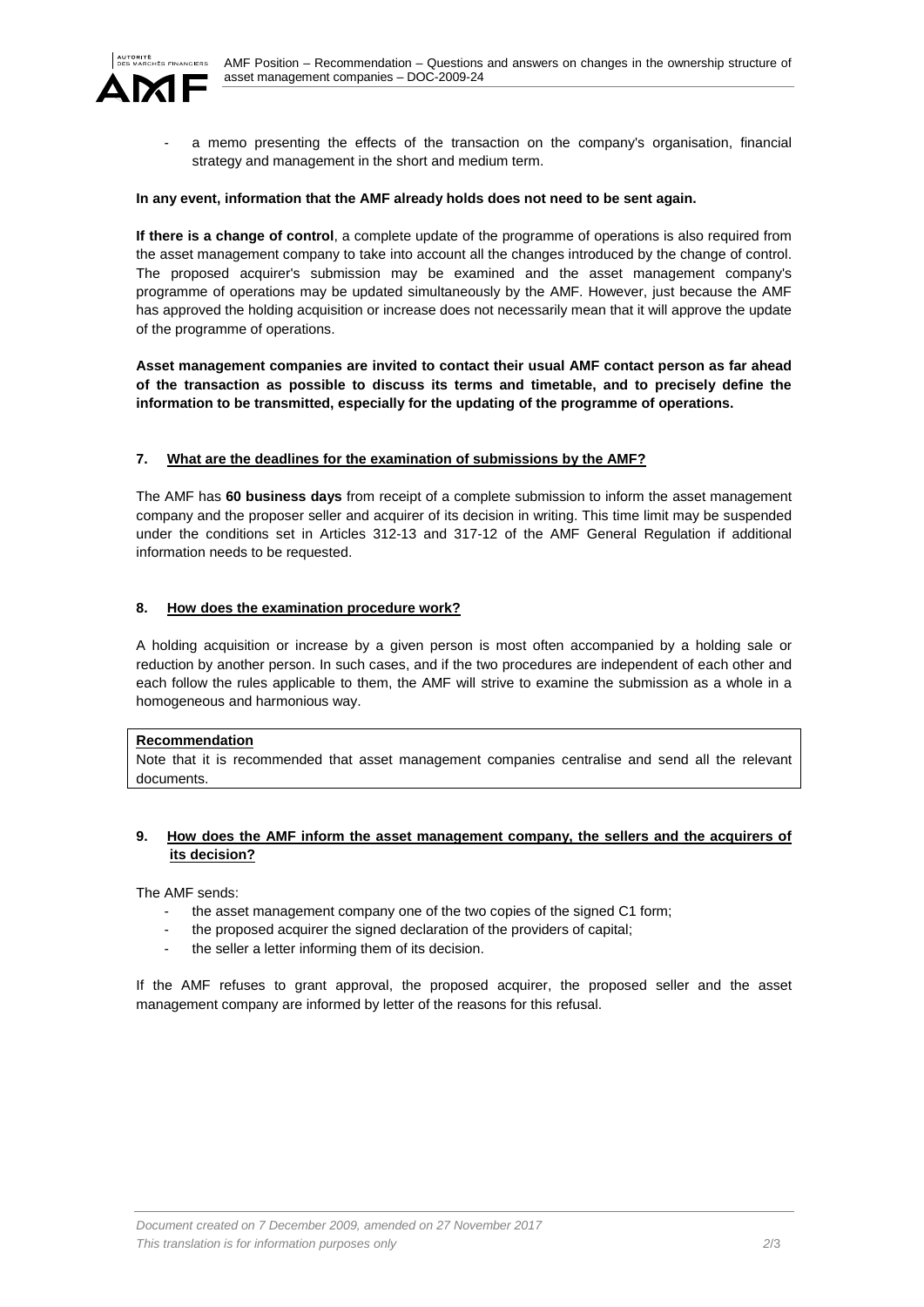- a memo presenting the effects of the transaction on the company's organisation, financial strategy and management in the short and medium term.

**In any event, information that the AMF already holds does not need to be sent again.**

**If there is a change of control**, a complete update of the programme of operations is also required from the asset management company to take into account all the changes introduced by the change of control. The proposed acquirer's submission may be examined and the asset management company's programme of operations may be updated simultaneously by the AMF. However, just because the AMF has approved the holding acquisition or increase does not necessarily mean that it will approve the update of the programme of operations.

**Asset management companies are invited to contact their usual AMF contact person as far ahead of the transaction as possible to discuss its terms and timetable, and to precisely define the information to be transmitted, especially for the updating of the programme of operations.**

## 7. What are the deadlines for the examination of submissions by the AMF?

The AMF has **60 business days** from receipt of a complete submission to inform the asset management company and the proposer seller and acquirer of its decision in writing. This time limit may be suspended under the conditions set in Articles 312-13 and 317-12 of the AMF General Regulation if additional information needs to be requested.

## 8. How does the examination procedure work?

A holding acquisition or increase by a given person is most often accompanied by a holding sale or reduction by another person. In such cases, and if the two procedures are independent of each other and each follow the rules applicable to them, the AMF will strive to examine the submission as a whole in a homogeneous and harmonious way.

**Recommendation**

Note that it is recommended that asset management companies centralise and send all the relevant documents.

## 9. How does the AMF inform the asset management company, the sellers and the acquirers of its decision?

The AMF sends:

- the asset management company one of the two copies of the signed C1 form;
- the proposed acquirer the signed declaration of the providers of capital;
- the seller a letter informing them of its decision.

If the AMF refuses to grant approval, the proposed acquirer, the proposed seller and the asset management company are informed by letter of the reasons for this refusal.